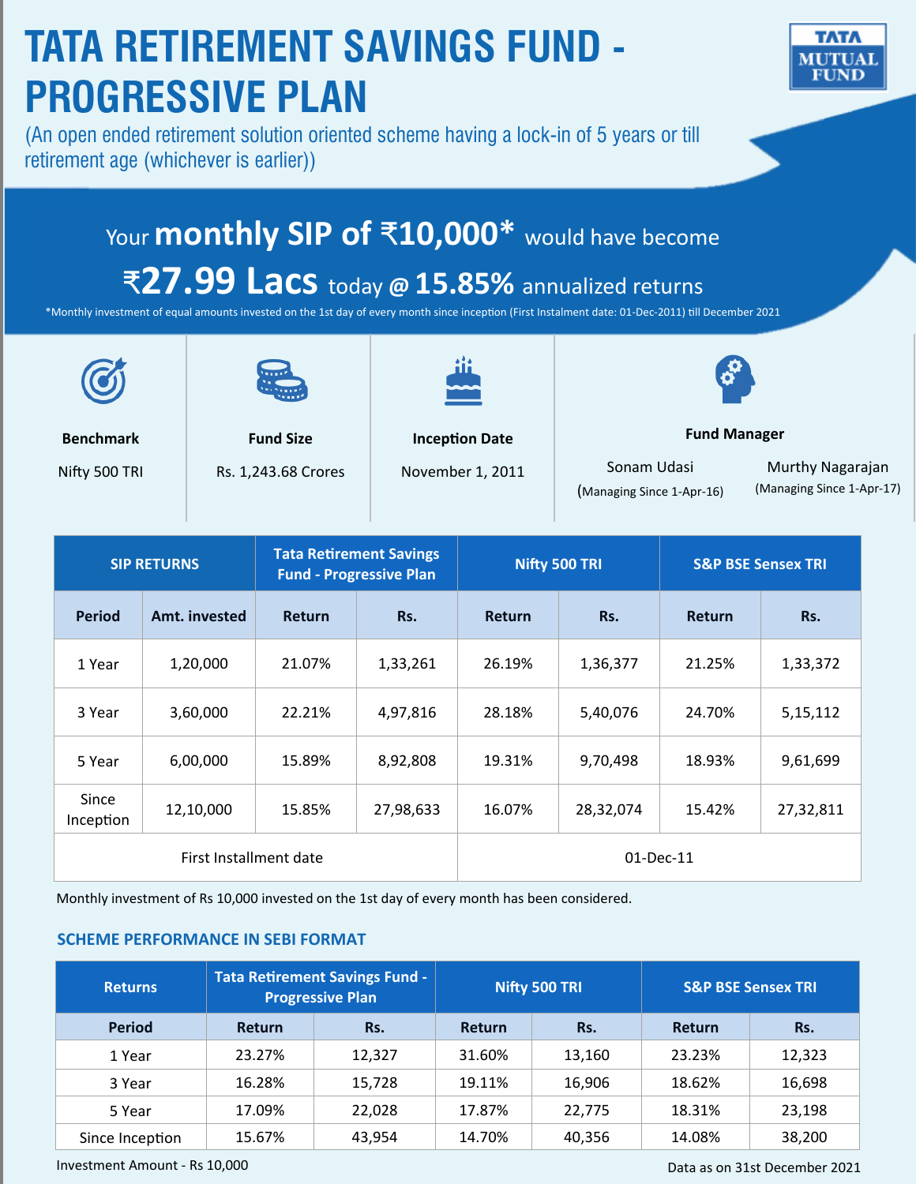# TATA RETIREMENT SAVINGS FUND - PROGRESSIVE PLAN

(An open ended retirement solution oriented scheme having a lock-in of 5 years or till retirement age (whichever is earlier))

TATA MUTUAL FUND

## Your **monthly SIP of ₹10,000*** would have become **₹27.99 Lacs** today @ **15.85%** annualized returns

*Monthly investment of equal amounts invested on the 1st day of every month since inception (First Instalment date: 01-Dec-2011) till December 2021

| Benchmark | Fund Size | Inception Date | Fund Manager |
|---|---|---|---|
| Nifty 500 TRI | Rs. 1,243.68 Crores | November 1, 2011 | Sonam Udasi (Managing Since 1-Apr-16); Murthy Nagarajan (Managing Since 1-Apr-17) |

| SIP RETURNS | | Tata Retirement Savings Fund - Progressive Plan | | Nifty 500 TRI | | S&P BSE Sensex TRI | |
|---|---|---|---|---|---|---|---|
| Period | Amt. invested | Return | Rs. | Return | Rs. | Return | Rs. |
| 1 Year | 1,20,000 | 21.07% | 1,33,261 | 26.19% | 1,36,377 | 21.25% | 1,33,372 |
| 3 Year | 3,60,000 | 22.21% | 4,97,816 | 28.18% | 5,40,076 | 24.70% | 5,15,112 |
| 5 Year | 6,00,000 | 15.89% | 8,92,808 | 19.31% | 9,70,498 | 18.93% | 9,61,699 |
| Since Inception | 12,10,000 | 15.85% | 27,98,633 | 16.07% | 28,32,074 | 15.42% | 27,32,811 |
| First Installment date | | | | 01-Dec-11 | | | |

Monthly investment of Rs 10,000 invested on the 1st day of every month has been considered.

### SCHEME PERFORMANCE IN SEBI FORMAT

| Returns | Tata Retirement Savings Fund - Progressive Plan | | Nifty 500 TRI | | S&P BSE Sensex TRI | |
|---|---|---|---|---|---|---|
| Period | Return | Rs. | Return | Rs. | Return | Rs. |
| 1 Year | 23.27% | 12,327 | 31.60% | 13,160 | 23.23% | 12,323 |
| 3 Year | 16.28% | 15,728 | 19.11% | 16,906 | 18.62% | 16,698 |
| 5 Year | 17.09% | 22,028 | 17.87% | 22,775 | 18.31% | 23,198 |
| Since Inception | 15.67% | 43,954 | 14.70% | 40,356 | 14.08% | 38,200 |

Investment Amount - Rs 10,000

Data as on 31st December 2021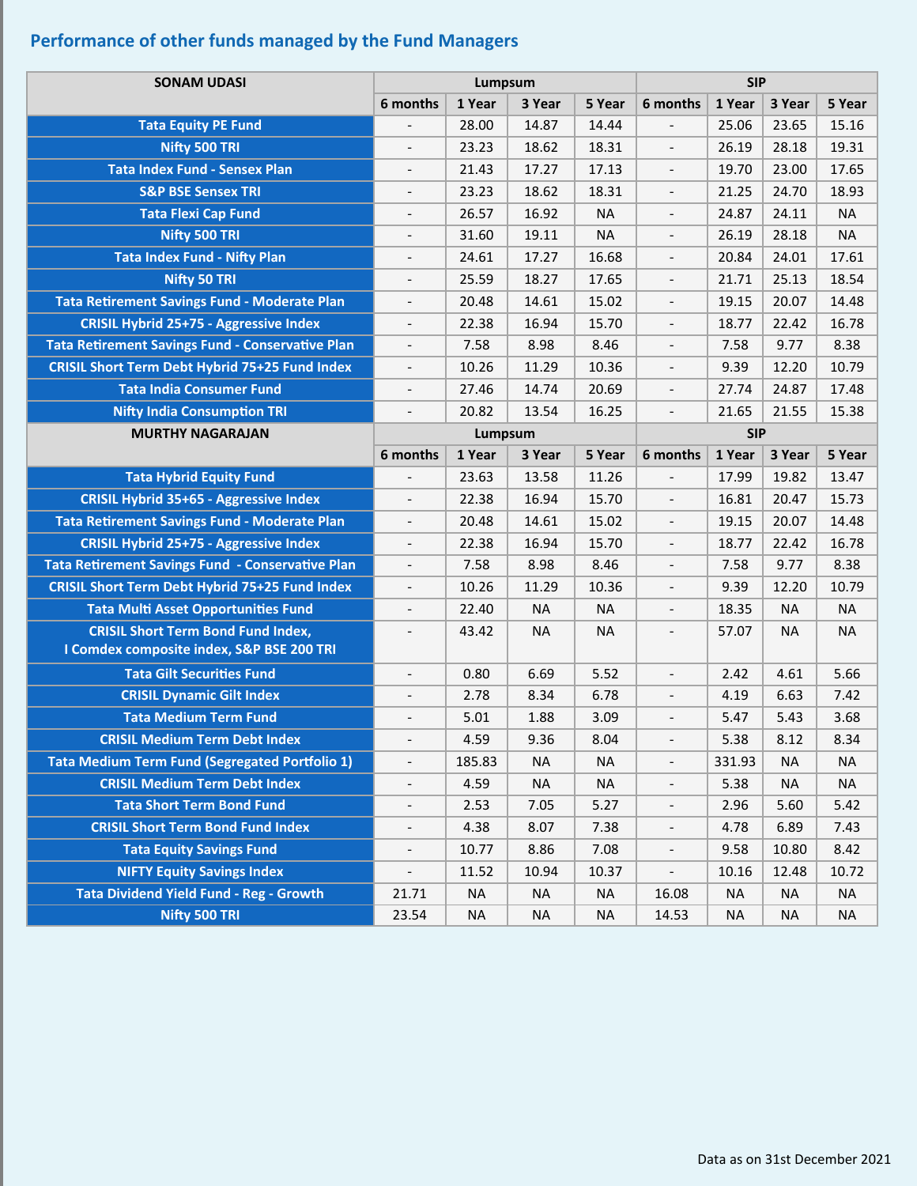## Performance of other funds managed by the Fund Managers

| SONAM UDASI | Lumpsum | | | | SIP | | | |
|---|---|---|---|---|---|---|---|---|
| | 6 months | 1 Year | 3 Year | 5 Year | 6 months | 1 Year | 3 Year | 5 Year |
| Tata Equity PE Fund | - | 28.00 | 14.87 | 14.44 | - | 25.06 | 23.65 | 15.16 |
| Nifty 500 TRI | - | 23.23 | 18.62 | 18.31 | - | 26.19 | 28.18 | 19.31 |
| Tata Index Fund - Sensex Plan | - | 21.43 | 17.27 | 17.13 | - | 19.70 | 23.00 | 17.65 |
| S&P BSE Sensex TRI | - | 23.23 | 18.62 | 18.31 | - | 21.25 | 24.70 | 18.93 |
| Tata Flexi Cap Fund | - | 26.57 | 16.92 | NA | - | 24.87 | 24.11 | NA |
| Nifty 500 TRI | - | 31.60 | 19.11 | NA | - | 26.19 | 28.18 | NA |
| Tata Index Fund - Nifty Plan | - | 24.61 | 17.27 | 16.68 | - | 20.84 | 24.01 | 17.61 |
| Nifty 50 TRI | - | 25.59 | 18.27 | 17.65 | - | 21.71 | 25.13 | 18.54 |
| Tata Retirement Savings Fund - Moderate Plan | - | 20.48 | 14.61 | 15.02 | - | 19.15 | 20.07 | 14.48 |
| CRISIL Hybrid 25+75 - Aggressive Index | - | 22.38 | 16.94 | 15.70 | - | 18.77 | 22.42 | 16.78 |
| Tata Retirement Savings Fund - Conservative Plan | - | 7.58 | 8.98 | 8.46 | - | 7.58 | 9.77 | 8.38 |
| CRISIL Short Term Debt Hybrid 75+25 Fund Index | - | 10.26 | 11.29 | 10.36 | - | 9.39 | 12.20 | 10.79 |
| Tata India Consumer Fund | - | 27.46 | 14.74 | 20.69 | - | 27.74 | 24.87 | 17.48 |
| Nifty India Consumption TRI | - | 20.82 | 13.54 | 16.25 | - | 21.65 | 21.55 | 15.38 |

| MURTHY NAGARAJAN | Lumpsum | | | | SIP | | | |
|---|---|---|---|---|---|---|---|---|
| | 6 months | 1 Year | 3 Year | 5 Year | 6 months | 1 Year | 3 Year | 5 Year |
| Tata Hybrid Equity Fund | - | 23.63 | 13.58 | 11.26 | - | 17.99 | 19.82 | 13.47 |
| CRISIL Hybrid 35+65 - Aggressive Index | - | 22.38 | 16.94 | 15.70 | - | 16.81 | 20.47 | 15.73 |
| Tata Retirement Savings Fund - Moderate Plan | - | 20.48 | 14.61 | 15.02 | - | 19.15 | 20.07 | 14.48 |
| CRISIL Hybrid 25+75 - Aggressive Index | - | 22.38 | 16.94 | 15.70 | - | 18.77 | 22.42 | 16.78 |
| Tata Retirement Savings Fund - Conservative Plan | - | 7.58 | 8.98 | 8.46 | - | 7.58 | 9.77 | 8.38 |
| CRISIL Short Term Debt Hybrid 75+25 Fund Index | - | 10.26 | 11.29 | 10.36 | - | 9.39 | 12.20 | 10.79 |
| Tata Multi Asset Opportunities Fund | - | 22.40 | NA | NA | - | 18.35 | NA | NA |
| CRISIL Short Term Bond Fund Index, I Comdex composite index, S&P BSE 200 TRI | - | 43.42 | NA | NA | - | 57.07 | NA | NA |
| Tata Gilt Securities Fund | - | 0.80 | 6.69 | 5.52 | - | 2.42 | 4.61 | 5.66 |
| CRISIL Dynamic Gilt Index | - | 2.78 | 8.34 | 6.78 | - | 4.19 | 6.63 | 7.42 |
| Tata Medium Term Fund | - | 5.01 | 1.88 | 3.09 | - | 5.47 | 5.43 | 3.68 |
| CRISIL Medium Term Debt Index | - | 4.59 | 9.36 | 8.04 | - | 5.38 | 8.12 | 8.34 |
| Tata Medium Term Fund (Segregated Portfolio 1) | - | 185.83 | NA | NA | - | 331.93 | NA | NA |
| CRISIL Medium Term Debt Index | - | 4.59 | NA | NA | - | 5.38 | NA | NA |
| Tata Short Term Bond Fund | - | 2.53 | 7.05 | 5.27 | - | 2.96 | 5.60 | 5.42 |
| CRISIL Short Term Bond Fund Index | - | 4.38 | 8.07 | 7.38 | - | 4.78 | 6.89 | 7.43 |
| Tata Equity Savings Fund | - | 10.77 | 8.86 | 7.08 | - | 9.58 | 10.80 | 8.42 |
| NIFTY Equity Savings Index | - | 11.52 | 10.94 | 10.37 | - | 10.16 | 12.48 | 10.72 |
| Tata Dividend Yield Fund - Reg - Growth | 21.71 | NA | NA | NA | 16.08 | NA | NA | NA |
| Nifty 500 TRI | 23.54 | NA | NA | NA | 14.53 | NA | NA | NA |

Data as on 31st December 2021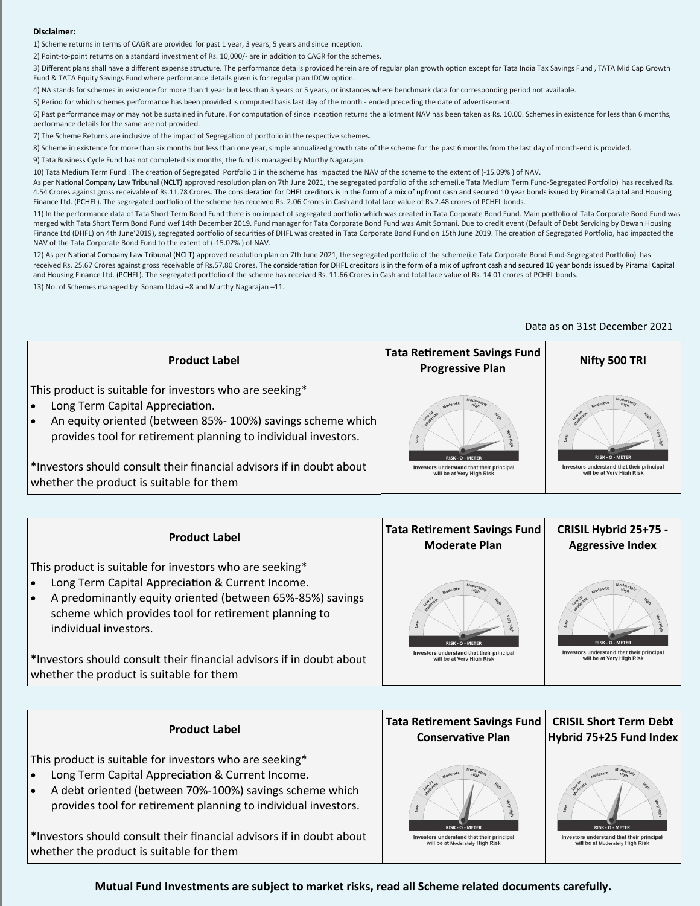**Disclaimer:**

1) Scheme returns in terms of CAGR are provided for past 1 year, 3 years, 5 years and since inception.

2) Point-to-point returns on a standard investment of Rs. 10,000/- are in addition to CAGR for the schemes.

3) Different plans shall have a different expense structure. The performance details provided herein are of regular plan growth option except for Tata India Tax Savings Fund , TATA Mid Cap Growth Fund & TATA Equity Savings Fund where performance details given is for regular plan IDCW option.

4) NA stands for schemes in existence for more than 1 year but less than 3 years or 5 years, or instances where benchmark data for corresponding period not available.

5) Period for which schemes performance has been provided is computed basis last day of the month - ended preceding the date of advertisement.

6) Past performance may or may not be sustained in future. For computation of since inception returns the allotment NAV has been taken as Rs. 10.00. Schemes in existence for less than 6 months, performance details for the same are not provided.

7) The Scheme Returns are inclusive of the impact of Segregation of portfolio in the respective schemes.

8) Scheme in existence for more than six months but less than one year, simple annualized growth rate of the scheme for the past 6 months from the last day of month-end is provided.

9) Tata Business Cycle Fund has not completed six months, the fund is managed by Murthy Nagarajan.

10) Tata Medium Term Fund : The creation of Segregated Portfolio 1 in the scheme has impacted the NAV of the scheme to the extent of (-15.09% ) of NAV.
As per National Company Law Tribunal (NCLT) approved resolution plan on 7th June 2021, the segregated portfolio of the scheme(i.e Tata Medium Term Fund-Segregated Portfolio) has received Rs. 4.54 Crores against gross receivable of Rs.11.78 Crores. The consideration for DHFL creditors is in the form of a mix of upfront cash and secured 10 year bonds issued by Piramal Capital and Housing Finance Ltd. (PCHFL). The segregated portfolio of the scheme has received Rs. 2.06 Crores in Cash and total face value of Rs.2.48 crores of PCHFL bonds.

11) In the performance data of Tata Short Term Bond Fund there is no impact of segregated portfolio which was created in Tata Corporate Bond Fund. Main portfolio of Tata Corporate Bond Fund was merged with Tata Short Term Bond Fund wef 14th December 2019. Fund manager for Tata Corporate Bond Fund was Amit Somani. Due to credit event (Default of Debt Servicing by Dewan Housing Finance Ltd (DHFL) on 4th June'2019), segregated portfolio of securities of DHFL was created in Tata Corporate Bond Fund on 15th June 2019. The creation of Segregated Portfolio, had impacted the NAV of the Tata Corporate Bond Fund to the extent of (-15.02% ) of NAV.

12) As per National Company Law Tribunal (NCLT) approved resolution plan on 7th June 2021, the segregated portfolio of the scheme(i.e Tata Corporate Bond Fund-Segregated Portfolio) has received Rs. 25.67 Crores against gross receivable of Rs.57.80 Crores. The consideration for DHFL creditors is in the form of a mix of upfront cash and secured 10 year bonds issued by Piramal Capital and Housing Finance Ltd. (PCHFL). The segregated portfolio of the scheme has received Rs. 11.66 Crores in Cash and total face value of Rs. 14.01 crores of PCHFL bonds.

13) No. of Schemes managed by Sonam Udasi –8 and Murthy Nagarajan –11.

Data as on 31st December 2021

| Product Label | Tata Retirement Savings Fund Progressive Plan | Nifty 500 TRI |
| --- | --- | --- |
| This product is suitable for investors who are seeking*<br>• Long Term Capital Appreciation.<br>• An equity oriented (between 85%- 100%) savings scheme which provides tool for retirement planning to individual investors.<br><br>*Investors should consult their financial advisors if in doubt about whether the product is suitable for them | Low, Low to Moderate, Moderate, Moderately High, High, Very High<br>RISK - O - METER<br>Investors understand that their principal will be at Very High Risk | Low, Low to Moderate, Moderate, Moderately High, High, Very High<br>RISK - O - METER<br>Investors understand that their principal will be at Very High Risk |

| Product Label | Tata Retirement Savings Fund Moderate Plan | CRISIL Hybrid 25+75 - Aggressive Index |
| --- | --- | --- |
| This product is suitable for investors who are seeking*<br>• Long Term Capital Appreciation & Current Income.<br>• A predominantly equity oriented (between 65%-85%) savings scheme which provides tool for retirement planning to individual investors.<br><br>*Investors should consult their financial advisors if in doubt about whether the product is suitable for them | Low, Low to Moderate, Moderate, Moderately High, High, Very High<br>RISK - O - METER<br>Investors understand that their principal will be at Very High Risk | Low, Low to Moderate, Moderate, Moderately High, High, Very High<br>RISK - O - METER<br>Investors understand that their principal will be at Very High Risk |

| Product Label | Tata Retirement Savings Fund Conservative Plan | CRISIL Short Term Debt Hybrid 75+25 Fund Index |
| --- | --- | --- |
| This product is suitable for investors who are seeking*<br>• Long Term Capital Appreciation & Current Income.<br>• A debt oriented (between 70%-100%) savings scheme which provides tool for retirement planning to individual investors.<br><br>*Investors should consult their financial advisors if in doubt about whether the product is suitable for them | Low, Low to Moderate, Moderate, Moderately High, High, Very High<br>RISK - O - METER<br>Investors understand that their principal will be at Moderately High Risk | Low, Low to Moderate, Moderate, Moderately High, High, Very High<br>RISK - O - METER<br>Investors understand that their principal will be at Moderately High Risk |

**Mutual Fund Investments are subject to market risks, read all Scheme related documents carefully.**